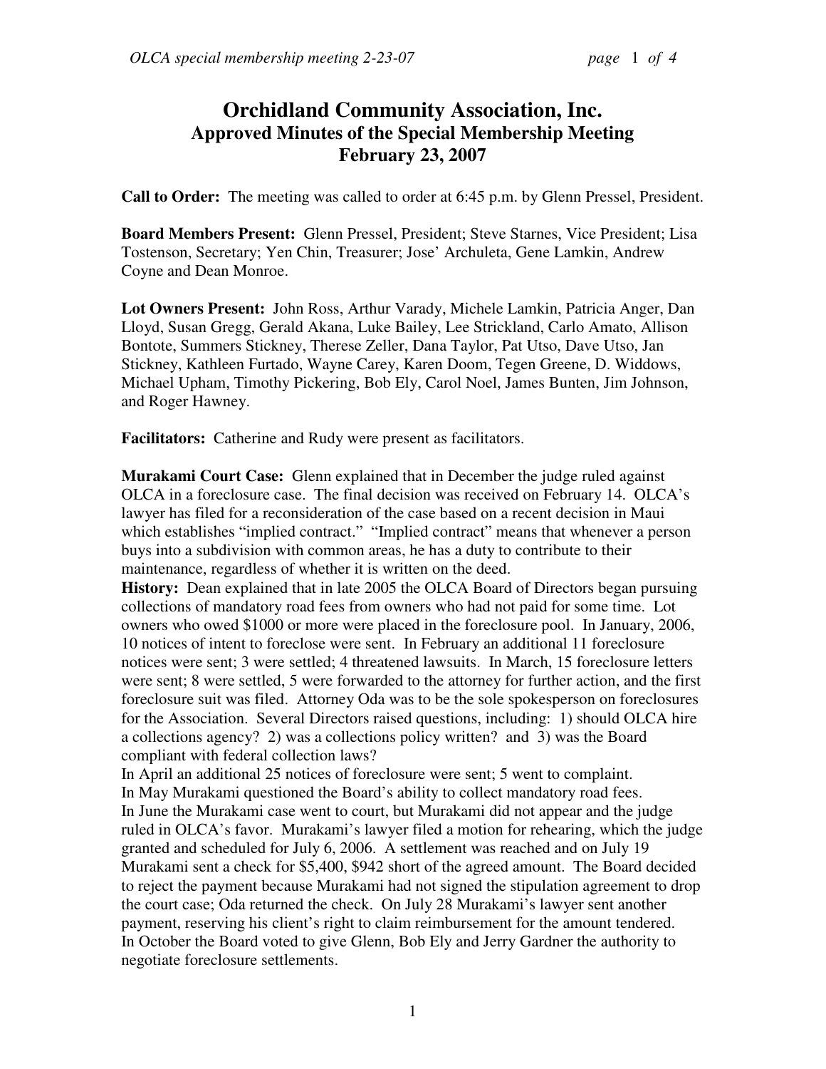# Orchidland Community Association, Inc.
## Approved Minutes of the Special Membership Meeting
## February 23, 2007

**Call to Order:** The meeting was called to order at 6:45 p.m. by Glenn Pressel, President.

**Board Members Present:** Glenn Pressel, President; Steve Starnes, Vice President; Lisa Tostenson, Secretary; Yen Chin, Treasurer; Jose' Archuleta, Gene Lamkin, Andrew Coyne and Dean Monroe.

**Lot Owners Present:** John Ross, Arthur Varady, Michele Lamkin, Patricia Anger, Dan Lloyd, Susan Gregg, Gerald Akana, Luke Bailey, Lee Strickland, Carlo Amato, Allison Bontote, Summers Stickney, Therese Zeller, Dana Taylor, Pat Utso, Dave Utso, Jan Stickney, Kathleen Furtado, Wayne Carey, Karen Doom, Tegen Greene, D. Widdows, Michael Upham, Timothy Pickering, Bob Ely, Carol Noel, James Bunten, Jim Johnson, and Roger Hawney.

**Facilitators:** Catherine and Rudy were present as facilitators.

**Murakami Court Case:** Glenn explained that in December the judge ruled against OLCA in a foreclosure case. The final decision was received on February 14. OLCA's lawyer has filed for a reconsideration of the case based on a recent decision in Maui which establishes "implied contract." "Implied contract" means that whenever a person buys into a subdivision with common areas, he has a duty to contribute to their maintenance, regardless of whether it is written on the deed.

**History:** Dean explained that in late 2005 the OLCA Board of Directors began pursuing collections of mandatory road fees from owners who had not paid for some time. Lot owners who owed $1000 or more were placed in the foreclosure pool. In January, 2006, 10 notices of intent to foreclose were sent. In February an additional 11 foreclosure notices were sent; 3 were settled; 4 threatened lawsuits. In March, 15 foreclosure letters were sent; 8 were settled, 5 were forwarded to the attorney for further action, and the first foreclosure suit was filed. Attorney Oda was to be the sole spokesperson on foreclosures for the Association. Several Directors raised questions, including: 1) should OLCA hire a collections agency? 2) was a collections policy written? and 3) was the Board compliant with federal collection laws?

In April an additional 25 notices of foreclosure were sent; 5 went to complaint.

In May Murakami questioned the Board's ability to collect mandatory road fees.

In June the Murakami case went to court, but Murakami did not appear and the judge ruled in OLCA's favor. Murakami's lawyer filed a motion for rehearing, which the judge granted and scheduled for July 6, 2006. A settlement was reached and on July 19 Murakami sent a check for $5,400, $942 short of the agreed amount. The Board decided to reject the payment because Murakami had not signed the stipulation agreement to drop the court case; Oda returned the check. On July 28 Murakami's lawyer sent another payment, reserving his client's right to claim reimbursement for the amount tendered.

In October the Board voted to give Glenn, Bob Ely and Jerry Gardner the authority to negotiate foreclosure settlements.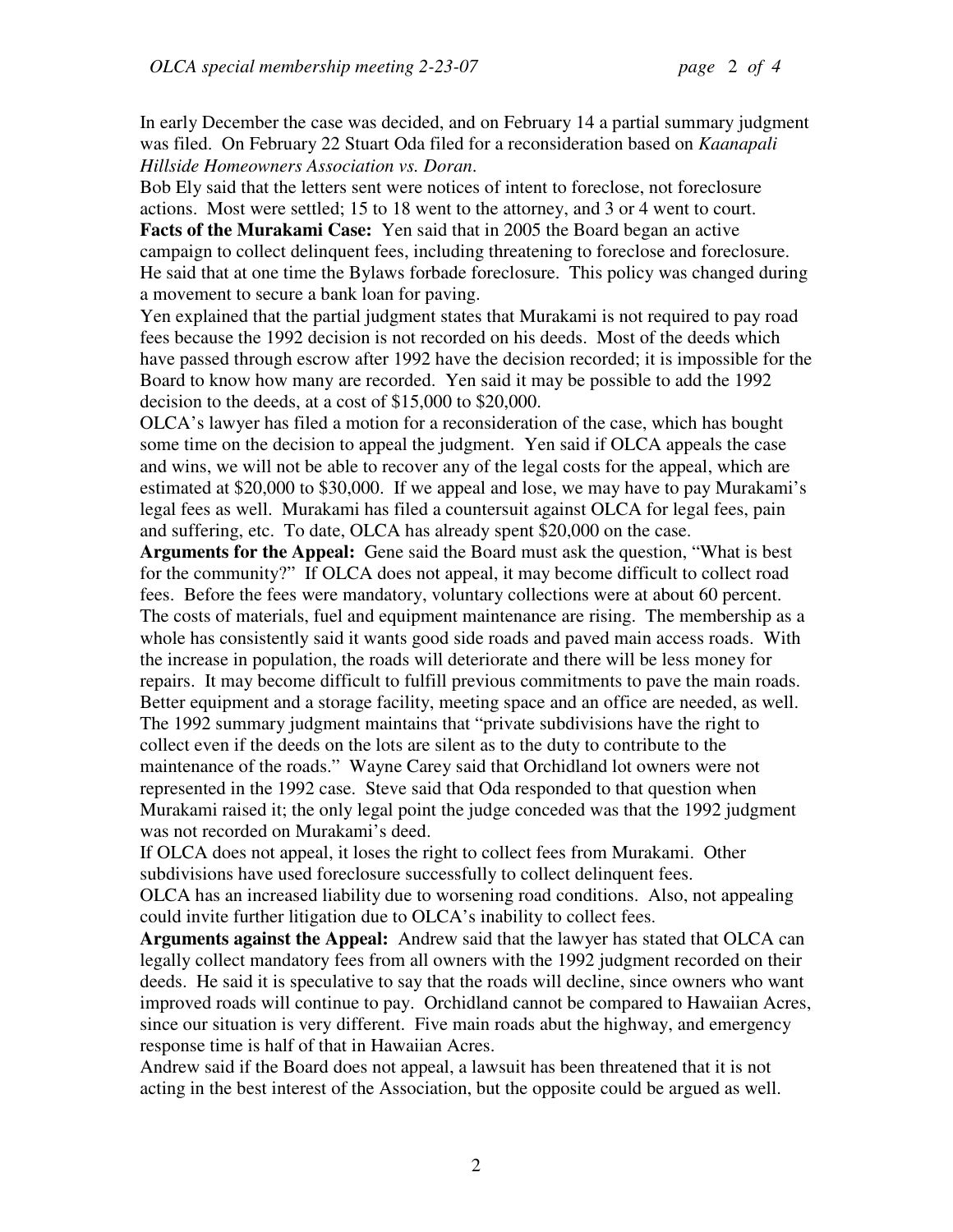In early December the case was decided, and on February 14 a partial summary judgment was filed. On February 22 Stuart Oda filed for a reconsideration based on *Kaanapali Hillside Homeowners Association vs. Doran*.

Bob Ely said that the letters sent were notices of intent to foreclose, not foreclosure actions. Most were settled; 15 to 18 went to the attorney, and 3 or 4 went to court.

**Facts of the Murakami Case:** Yen said that in 2005 the Board began an active campaign to collect delinquent fees, including threatening to foreclose and foreclosure. He said that at one time the Bylaws forbade foreclosure. This policy was changed during a movement to secure a bank loan for paving.

Yen explained that the partial judgment states that Murakami is not required to pay road fees because the 1992 decision is not recorded on his deeds. Most of the deeds which have passed through escrow after 1992 have the decision recorded; it is impossible for the Board to know how many are recorded. Yen said it may be possible to add the 1992 decision to the deeds, at a cost of $15,000 to $20,000.

OLCA's lawyer has filed a motion for a reconsideration of the case, which has bought some time on the decision to appeal the judgment. Yen said if OLCA appeals the case and wins, we will not be able to recover any of the legal costs for the appeal, which are estimated at $20,000 to $30,000. If we appeal and lose, we may have to pay Murakami's legal fees as well. Murakami has filed a countersuit against OLCA for legal fees, pain and suffering, etc. To date, OLCA has already spent $20,000 on the case.

**Arguments for the Appeal:** Gene said the Board must ask the question, "What is best for the community?" If OLCA does not appeal, it may become difficult to collect road fees. Before the fees were mandatory, voluntary collections were at about 60 percent. The costs of materials, fuel and equipment maintenance are rising. The membership as a whole has consistently said it wants good side roads and paved main access roads. With the increase in population, the roads will deteriorate and there will be less money for repairs. It may become difficult to fulfill previous commitments to pave the main roads. Better equipment and a storage facility, meeting space and an office are needed, as well. The 1992 summary judgment maintains that "private subdivisions have the right to collect even if the deeds on the lots are silent as to the duty to contribute to the maintenance of the roads." Wayne Carey said that Orchidland lot owners were not represented in the 1992 case. Steve said that Oda responded to that question when Murakami raised it; the only legal point the judge conceded was that the 1992 judgment was not recorded on Murakami's deed.

If OLCA does not appeal, it loses the right to collect fees from Murakami. Other subdivisions have used foreclosure successfully to collect delinquent fees.

OLCA has an increased liability due to worsening road conditions. Also, not appealing could invite further litigation due to OLCA's inability to collect fees.

**Arguments against the Appeal:** Andrew said that the lawyer has stated that OLCA can legally collect mandatory fees from all owners with the 1992 judgment recorded on their deeds. He said it is speculative to say that the roads will decline, since owners who want improved roads will continue to pay. Orchidland cannot be compared to Hawaiian Acres, since our situation is very different. Five main roads abut the highway, and emergency response time is half of that in Hawaiian Acres.

Andrew said if the Board does not appeal, a lawsuit has been threatened that it is not acting in the best interest of the Association, but the opposite could be argued as well.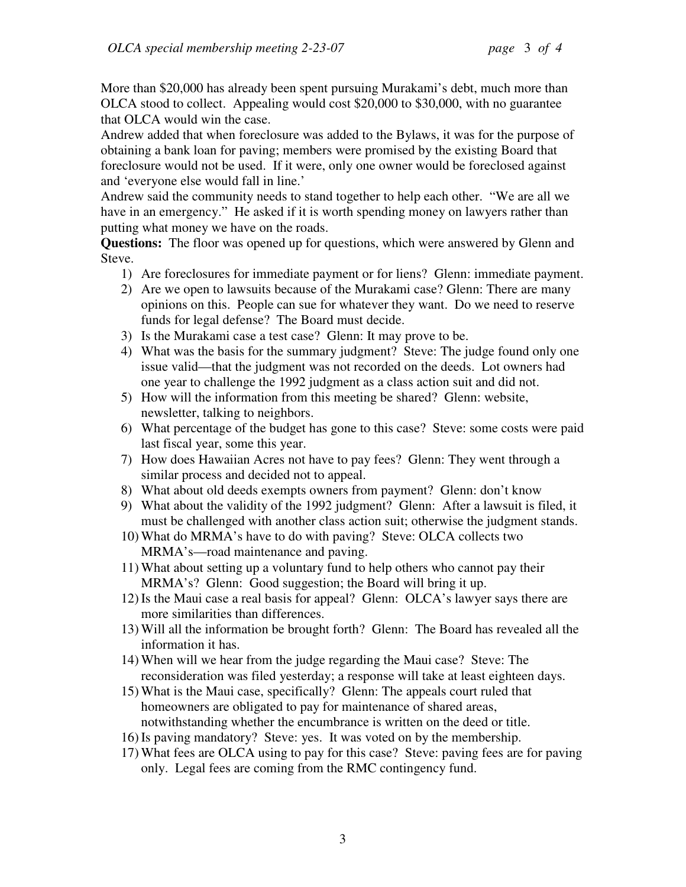More than $20,000 has already been spent pursuing Murakami's debt, much more than OLCA stood to collect. Appealing would cost $20,000 to $30,000, with no guarantee that OLCA would win the case.

Andrew added that when foreclosure was added to the Bylaws, it was for the purpose of obtaining a bank loan for paving; members were promised by the existing Board that foreclosure would not be used. If it were, only one owner would be foreclosed against and 'everyone else would fall in line.'

Andrew said the community needs to stand together to help each other. "We are all we have in an emergency." He asked if it is worth spending money on lawyers rather than putting what money we have on the roads.

**Questions:** The floor was opened up for questions, which were answered by Glenn and Steve.

1) Are foreclosures for immediate payment or for liens? Glenn: immediate payment.
2) Are we open to lawsuits because of the Murakami case? Glenn: There are many opinions on this. People can sue for whatever they want. Do we need to reserve funds for legal defense? The Board must decide.
3) Is the Murakami case a test case? Glenn: It may prove to be.
4) What was the basis for the summary judgment? Steve: The judge found only one issue valid—that the judgment was not recorded on the deeds. Lot owners had one year to challenge the 1992 judgment as a class action suit and did not.
5) How will the information from this meeting be shared? Glenn: website, newsletter, talking to neighbors.
6) What percentage of the budget has gone to this case? Steve: some costs were paid last fiscal year, some this year.
7) How does Hawaiian Acres not have to pay fees? Glenn: They went through a similar process and decided not to appeal.
8) What about old deeds exempts owners from payment? Glenn: don't know
9) What about the validity of the 1992 judgment? Glenn: After a lawsuit is filed, it must be challenged with another class action suit; otherwise the judgment stands.
10) What do MRMA's have to do with paving? Steve: OLCA collects two MRMA's—road maintenance and paving.
11) What about setting up a voluntary fund to help others who cannot pay their MRMA's? Glenn: Good suggestion; the Board will bring it up.
12) Is the Maui case a real basis for appeal? Glenn: OLCA's lawyer says there are more similarities than differences.
13) Will all the information be brought forth? Glenn: The Board has revealed all the information it has.
14) When will we hear from the judge regarding the Maui case? Steve: The reconsideration was filed yesterday; a response will take at least eighteen days.
15) What is the Maui case, specifically? Glenn: The appeals court ruled that homeowners are obligated to pay for maintenance of shared areas, notwithstanding whether the encumbrance is written on the deed or title.
16) Is paving mandatory? Steve: yes. It was voted on by the membership.
17) What fees are OLCA using to pay for this case? Steve: paving fees are for paving only. Legal fees are coming from the RMC contingency fund.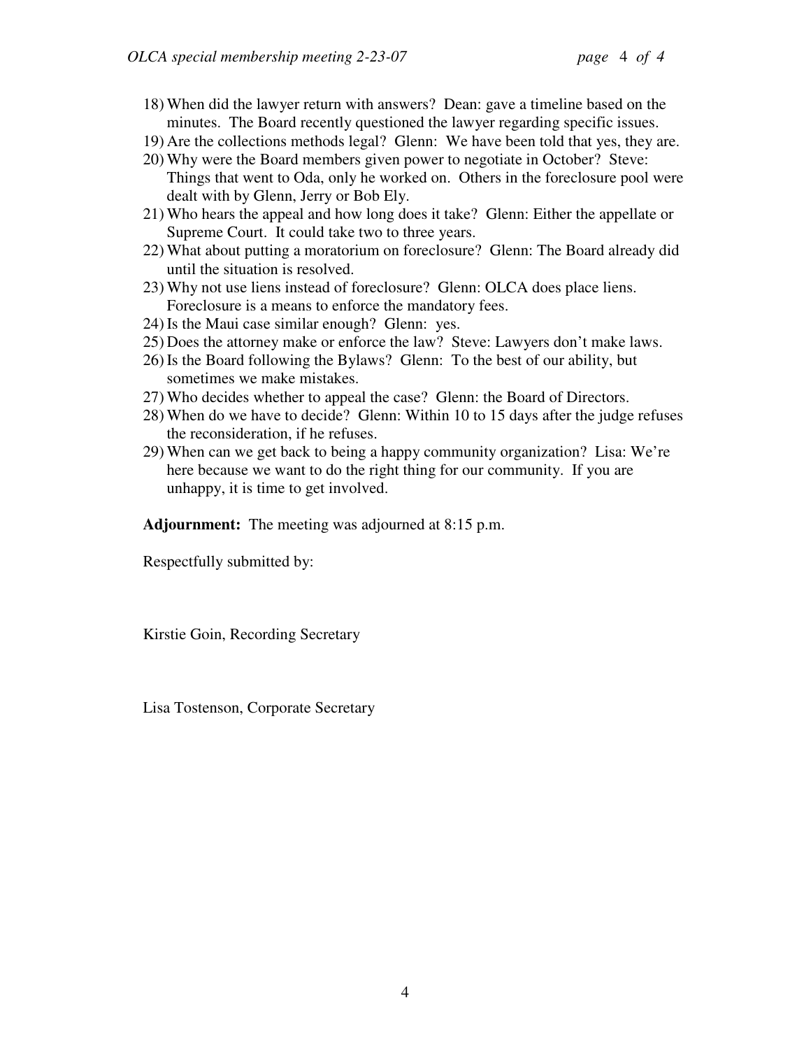18) When did the lawyer return with answers? Dean: gave a timeline based on the minutes. The Board recently questioned the lawyer regarding specific issues.
19) Are the collections methods legal? Glenn: We have been told that yes, they are.
20) Why were the Board members given power to negotiate in October? Steve: Things that went to Oda, only he worked on. Others in the foreclosure pool were dealt with by Glenn, Jerry or Bob Ely.
21) Who hears the appeal and how long does it take? Glenn: Either the appellate or Supreme Court. It could take two to three years.
22) What about putting a moratorium on foreclosure? Glenn: The Board already did until the situation is resolved.
23) Why not use liens instead of foreclosure? Glenn: OLCA does place liens. Foreclosure is a means to enforce the mandatory fees.
24) Is the Maui case similar enough? Glenn: yes.
25) Does the attorney make or enforce the law? Steve: Lawyers don't make laws.
26) Is the Board following the Bylaws? Glenn: To the best of our ability, but sometimes we make mistakes.
27) Who decides whether to appeal the case? Glenn: the Board of Directors.
28) When do we have to decide? Glenn: Within 10 to 15 days after the judge refuses the reconsideration, if he refuses.
29) When can we get back to being a happy community organization? Lisa: We're here because we want to do the right thing for our community. If you are unhappy, it is time to get involved.

**Adjournment:** The meeting was adjourned at 8:15 p.m.

Respectfully submitted by:

Kirstie Goin, Recording Secretary

Lisa Tostenson, Corporate Secretary